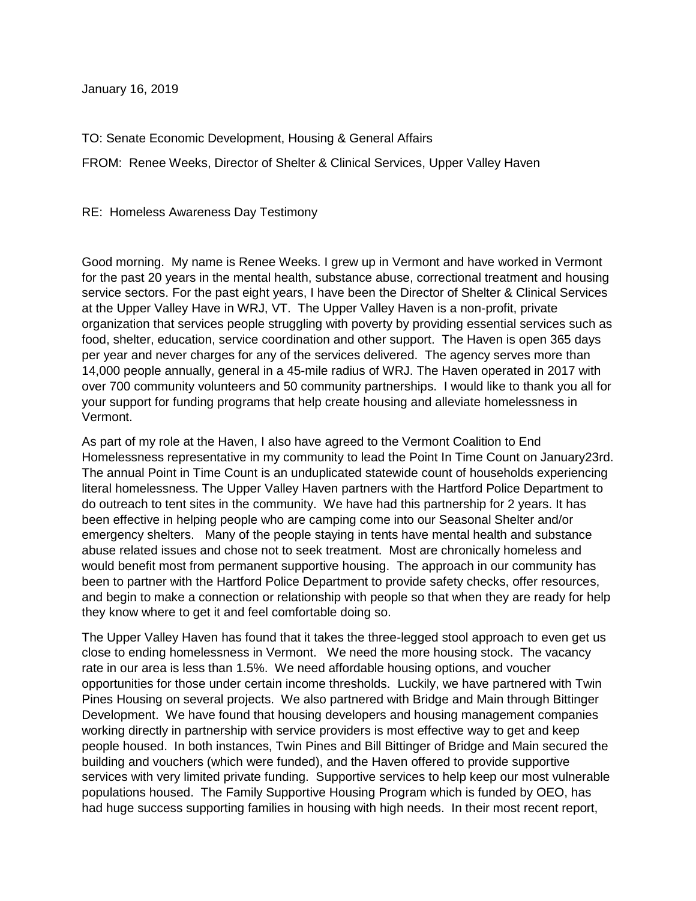January 16, 2019

TO: Senate Economic Development, Housing & General Affairs

FROM: Renee Weeks, Director of Shelter & Clinical Services, Upper Valley Haven

RE: Homeless Awareness Day Testimony

Good morning. My name is Renee Weeks. I grew up in Vermont and have worked in Vermont for the past 20 years in the mental health, substance abuse, correctional treatment and housing service sectors. For the past eight years, I have been the Director of Shelter & Clinical Services at the Upper Valley Have in WRJ, VT. The Upper Valley Haven is a non-profit, private organization that services people struggling with poverty by providing essential services such as food, shelter, education, service coordination and other support. The Haven is open 365 days per year and never charges for any of the services delivered. The agency serves more than 14,000 people annually, general in a 45-mile radius of WRJ. The Haven operated in 2017 with over 700 community volunteers and 50 community partnerships. I would like to thank you all for your support for funding programs that help create housing and alleviate homelessness in Vermont.

As part of my role at the Haven, I also have agreed to the Vermont Coalition to End Homelessness representative in my community to lead the Point In Time Count on January23rd. The annual Point in Time Count is an unduplicated statewide count of households experiencing literal homelessness. The Upper Valley Haven partners with the Hartford Police Department to do outreach to tent sites in the community. We have had this partnership for 2 years. It has been effective in helping people who are camping come into our Seasonal Shelter and/or emergency shelters. Many of the people staying in tents have mental health and substance abuse related issues and chose not to seek treatment. Most are chronically homeless and would benefit most from permanent supportive housing. The approach in our community has been to partner with the Hartford Police Department to provide safety checks, offer resources, and begin to make a connection or relationship with people so that when they are ready for help they know where to get it and feel comfortable doing so.

The Upper Valley Haven has found that it takes the three-legged stool approach to even get us close to ending homelessness in Vermont. We need the more housing stock. The vacancy rate in our area is less than 1.5%. We need affordable housing options, and voucher opportunities for those under certain income thresholds. Luckily, we have partnered with Twin Pines Housing on several projects. We also partnered with Bridge and Main through Bittinger Development. We have found that housing developers and housing management companies working directly in partnership with service providers is most effective way to get and keep people housed. In both instances, Twin Pines and Bill Bittinger of Bridge and Main secured the building and vouchers (which were funded), and the Haven offered to provide supportive services with very limited private funding. Supportive services to help keep our most vulnerable populations housed. The Family Supportive Housing Program which is funded by OEO, has had huge success supporting families in housing with high needs. In their most recent report,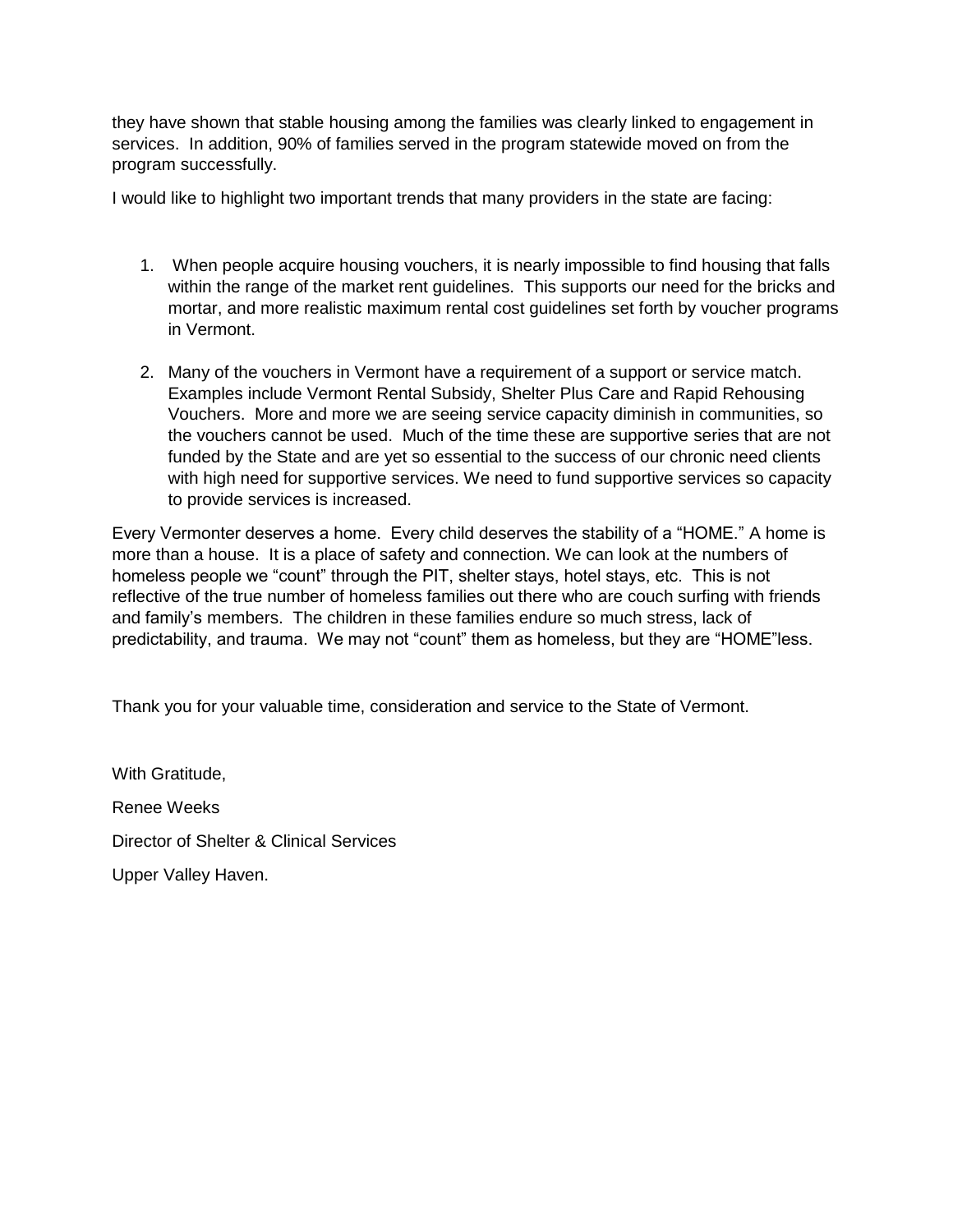they have shown that stable housing among the families was clearly linked to engagement in services. In addition, 90% of families served in the program statewide moved on from the program successfully.

I would like to highlight two important trends that many providers in the state are facing:

1. When people acquire housing vouchers, it is nearly impossible to find housing that falls within the range of the market rent guidelines. This supports our need for the bricks and mortar, and more realistic maximum rental cost guidelines set forth by voucher programs in Vermont.

2. Many of the vouchers in Vermont have a requirement of a support or service match. Examples include Vermont Rental Subsidy, Shelter Plus Care and Rapid Rehousing Vouchers. More and more we are seeing service capacity diminish in communities, so the vouchers cannot be used. Much of the time these are supportive series that are not funded by the State and are yet so essential to the success of our chronic need clients with high need for supportive services. We need to fund supportive services so capacity to provide services is increased.

Every Vermonter deserves a home. Every child deserves the stability of a "HOME." A home is more than a house. It is a place of safety and connection. We can look at the numbers of homeless people we "count" through the PIT, shelter stays, hotel stays, etc. This is not reflective of the true number of homeless families out there who are couch surfing with friends and family's members. The children in these families endure so much stress, lack of predictability, and trauma. We may not "count" them as homeless, but they are "HOME"less.

Thank you for your valuable time, consideration and service to the State of Vermont.

With Gratitude,

Renee Weeks

Director of Shelter & Clinical Services

Upper Valley Haven.